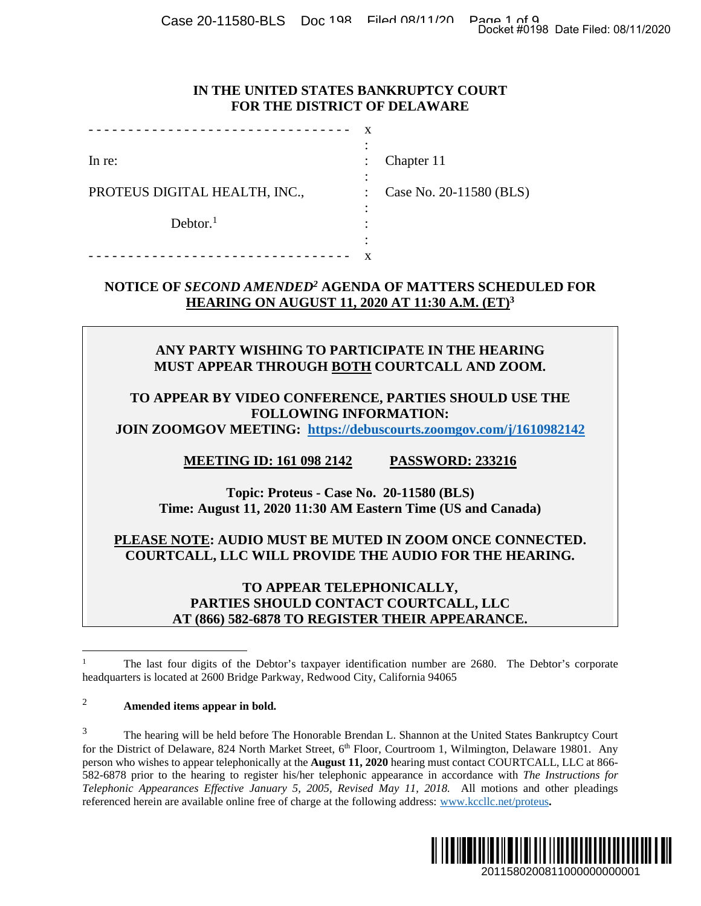**IN THE UNITED STATES BANKRUPTCY COURT**
**FOR THE DISTRICT OF DELAWARE**

| | | |
|---|---|---|
| In re: | : | Chapter 11 |
| PROTEUS DIGITAL HEALTH, INC., | : | Case No. 20-11580 (BLS) |
| Debtor.[1] | : | |

**NOTICE OF *SECOND AMENDED*[2] AGENDA OF MATTERS SCHEDULED FOR HEARING ON AUGUST 11, 2020 AT 11:30 A.M. (ET)[3]**

**ANY PARTY WISHING TO PARTICIPATE IN THE HEARING MUST APPEAR THROUGH BOTH COURTCALL AND ZOOM.**

**TO APPEAR BY VIDEO CONFERENCE, PARTIES SHOULD USE THE FOLLOWING INFORMATION:**
**JOIN ZOOMGOV MEETING: https://debuscourts.zoomgov.com/j/1610982142**

**MEETING ID: 161 098 2142 PASSWORD: 233216**

**Topic: Proteus - Case No. 20-11580 (BLS)**
**Time: August 11, 2020 11:30 AM Eastern Time (US and Canada)**

**PLEASE NOTE: AUDIO MUST BE MUTED IN ZOOM ONCE CONNECTED. COURTCALL, LLC WILL PROVIDE THE AUDIO FOR THE HEARING.**

**TO APPEAR TELEPHONICALLY, PARTIES SHOULD CONTACT COURTCALL, LLC AT (866) 582-6878 TO REGISTER THEIR APPEARANCE.**

---

[1] The last four digits of the Debtor's taxpayer identification number are 2680. The Debtor's corporate headquarters is located at 2600 Bridge Parkway, Redwood City, California 94065

[2] **Amended items appear in bold.**

[3] The hearing will be held before The Honorable Brendan L. Shannon at the United States Bankruptcy Court for the District of Delaware, 824 North Market Street, 6th Floor, Courtroom 1, Wilmington, Delaware 19801. Any person who wishes to appear telephonically at the **August 11, 2020** hearing must contact COURTCALL, LLC at 866-582-6878 prior to the hearing to register his/her telephonic appearance in accordance with *The Instructions for Telephonic Appearances Effective January 5, 2005, Revised May 11, 2018.* All motions and other pleadings referenced herein are available online free of charge at the following address: www.kccllc.net/proteus**.**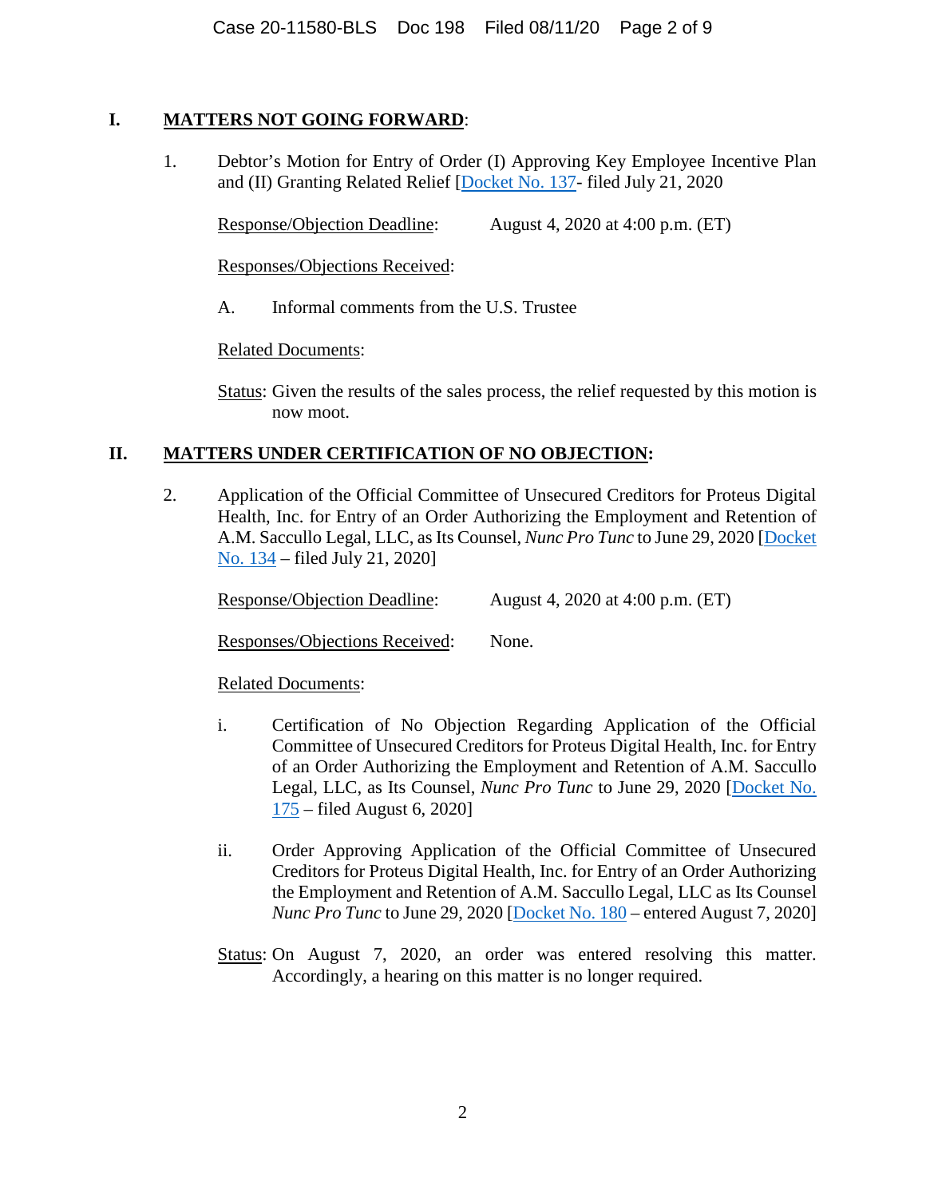## I. MATTERS NOT GOING FORWARD:

1. Debtor's Motion for Entry of Order (I) Approving Key Employee Incentive Plan and (II) Granting Related Relief [Docket No. 137- filed July 21, 2020

   Response/Objection Deadline: August 4, 2020 at 4:00 p.m. (ET)

   Responses/Objections Received:

   A. Informal comments from the U.S. Trustee

   Related Documents:

   Status: Given the results of the sales process, the relief requested by this motion is now moot.

## II. MATTERS UNDER CERTIFICATION OF NO OBJECTION:

2. Application of the Official Committee of Unsecured Creditors for Proteus Digital Health, Inc. for Entry of an Order Authorizing the Employment and Retention of A.M. Saccullo Legal, LLC, as Its Counsel, *Nunc Pro Tunc* to June 29, 2020 [Docket No. 134 – filed July 21, 2020]

   Response/Objection Deadline: August 4, 2020 at 4:00 p.m. (ET)

   Responses/Objections Received: None.

   Related Documents:

   i. Certification of No Objection Regarding Application of the Official Committee of Unsecured Creditors for Proteus Digital Health, Inc. for Entry of an Order Authorizing the Employment and Retention of A.M. Saccullo Legal, LLC, as Its Counsel, *Nunc Pro Tunc* to June 29, 2020 [Docket No. 175 – filed August 6, 2020]

   ii. Order Approving Application of the Official Committee of Unsecured Creditors for Proteus Digital Health, Inc. for Entry of an Order Authorizing the Employment and Retention of A.M. Saccullo Legal, LLC as Its Counsel *Nunc Pro Tunc* to June 29, 2020 [Docket No. 180 – entered August 7, 2020]

   Status: On August 7, 2020, an order was entered resolving this matter. Accordingly, a hearing on this matter is no longer required.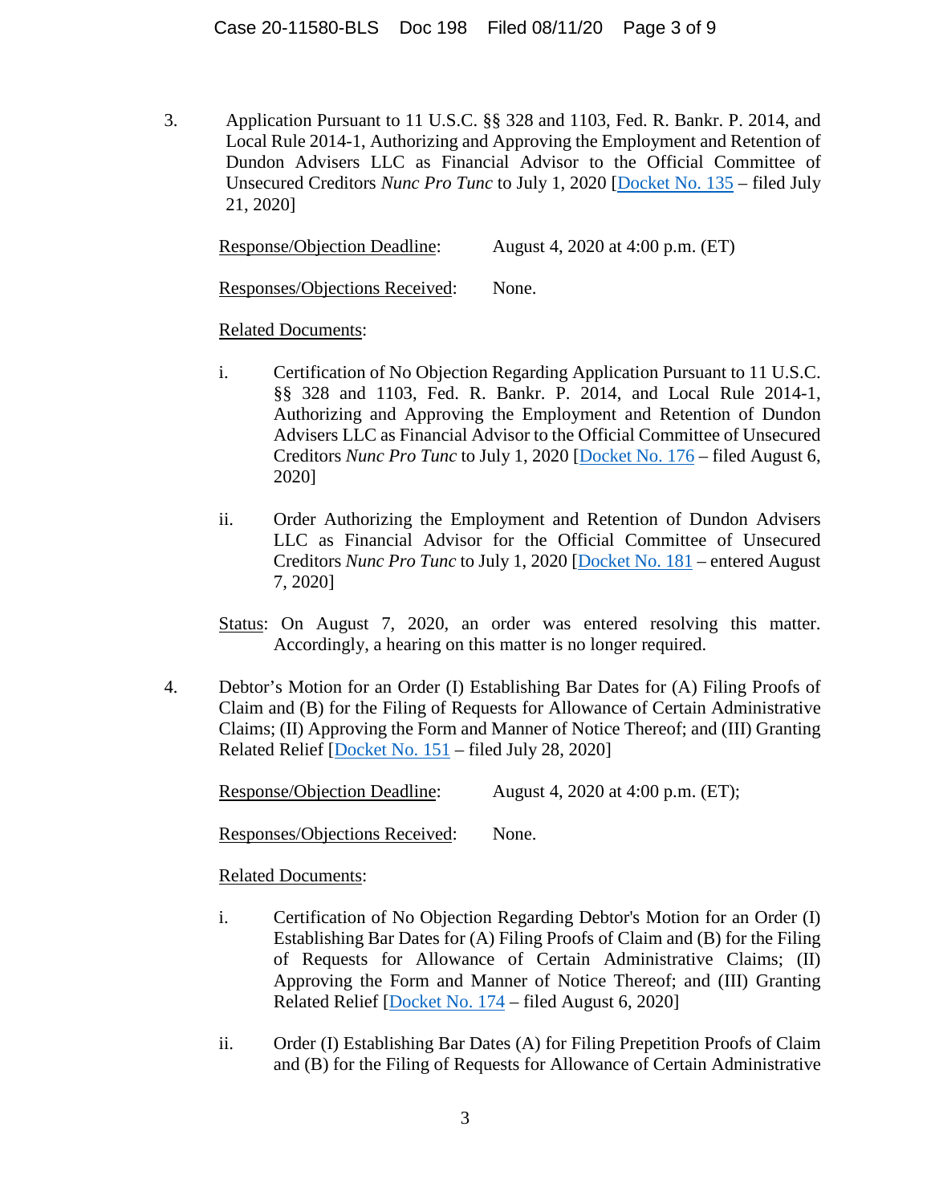3. Application Pursuant to 11 U.S.C. §§ 328 and 1103, Fed. R. Bankr. P. 2014, and Local Rule 2014-1, Authorizing and Approving the Employment and Retention of Dundon Advisers LLC as Financial Advisor to the Official Committee of Unsecured Creditors *Nunc Pro Tunc* to July 1, 2020 [Docket No. 135 – filed July 21, 2020]

   Response/Objection Deadline: August 4, 2020 at 4:00 p.m. (ET)

   Responses/Objections Received: None.

   Related Documents:

   i. Certification of No Objection Regarding Application Pursuant to 11 U.S.C. §§ 328 and 1103, Fed. R. Bankr. P. 2014, and Local Rule 2014-1, Authorizing and Approving the Employment and Retention of Dundon Advisers LLC as Financial Advisor to the Official Committee of Unsecured Creditors *Nunc Pro Tunc* to July 1, 2020 [Docket No. 176 – filed August 6, 2020]

   ii. Order Authorizing the Employment and Retention of Dundon Advisers LLC as Financial Advisor for the Official Committee of Unsecured Creditors *Nunc Pro Tunc* to July 1, 2020 [Docket No. 181 – entered August 7, 2020]

   Status: On August 7, 2020, an order was entered resolving this matter. Accordingly, a hearing on this matter is no longer required.

4. Debtor's Motion for an Order (I) Establishing Bar Dates for (A) Filing Proofs of Claim and (B) for the Filing of Requests for Allowance of Certain Administrative Claims; (II) Approving the Form and Manner of Notice Thereof; and (III) Granting Related Relief [Docket No. 151 – filed July 28, 2020]

   Response/Objection Deadline: August 4, 2020 at 4:00 p.m. (ET);

   Responses/Objections Received: None.

   Related Documents:

   i. Certification of No Objection Regarding Debtor's Motion for an Order (I) Establishing Bar Dates for (A) Filing Proofs of Claim and (B) for the Filing of Requests for Allowance of Certain Administrative Claims; (II) Approving the Form and Manner of Notice Thereof; and (III) Granting Related Relief [Docket No. 174 – filed August 6, 2020]

   ii. Order (I) Establishing Bar Dates (A) for Filing Prepetition Proofs of Claim and (B) for the Filing of Requests for Allowance of Certain Administrative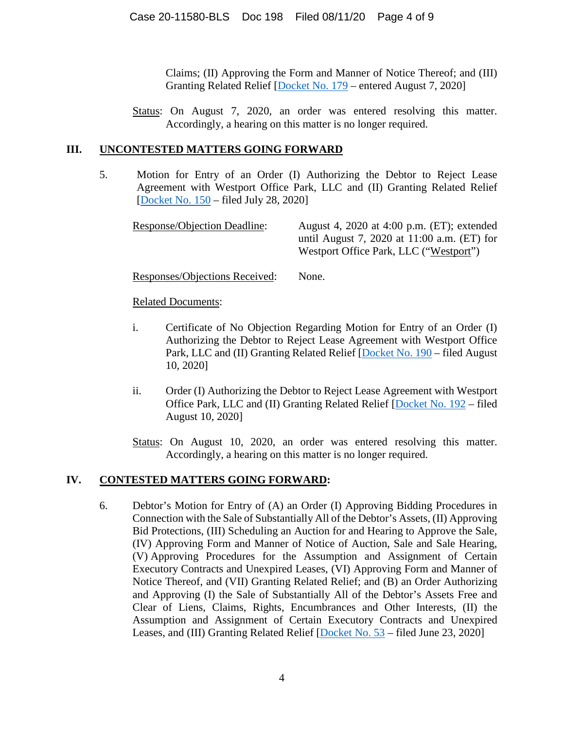Claims; (II) Approving the Form and Manner of Notice Thereof; and (III) Granting Related Relief [Docket No. 179 – entered August 7, 2020]

Status: On August 7, 2020, an order was entered resolving this matter. Accordingly, a hearing on this matter is no longer required.

## III. UNCONTESTED MATTERS GOING FORWARD

5. Motion for Entry of an Order (I) Authorizing the Debtor to Reject Lease Agreement with Westport Office Park, LLC and (II) Granting Related Relief [Docket No. 150 – filed July 28, 2020]

   Response/Objection Deadline: August 4, 2020 at 4:00 p.m. (ET); extended until August 7, 2020 at 11:00 a.m. (ET) for Westport Office Park, LLC ("Westport")

   Responses/Objections Received: None.

   Related Documents:

   i. Certificate of No Objection Regarding Motion for Entry of an Order (I) Authorizing the Debtor to Reject Lease Agreement with Westport Office Park, LLC and (II) Granting Related Relief [Docket No. 190 – filed August 10, 2020]

   ii. Order (I) Authorizing the Debtor to Reject Lease Agreement with Westport Office Park, LLC and (II) Granting Related Relief [Docket No. 192 – filed August 10, 2020]

   Status: On August 10, 2020, an order was entered resolving this matter. Accordingly, a hearing on this matter is no longer required.

## IV. CONTESTED MATTERS GOING FORWARD:

6. Debtor's Motion for Entry of (A) an Order (I) Approving Bidding Procedures in Connection with the Sale of Substantially All of the Debtor's Assets, (II) Approving Bid Protections, (III) Scheduling an Auction for and Hearing to Approve the Sale, (IV) Approving Form and Manner of Notice of Auction, Sale and Sale Hearing, (V) Approving Procedures for the Assumption and Assignment of Certain Executory Contracts and Unexpired Leases, (VI) Approving Form and Manner of Notice Thereof, and (VII) Granting Related Relief; and (B) an Order Authorizing and Approving (I) the Sale of Substantially All of the Debtor's Assets Free and Clear of Liens, Claims, Rights, Encumbrances and Other Interests, (II) the Assumption and Assignment of Certain Executory Contracts and Unexpired Leases, and (III) Granting Related Relief [Docket No. 53 – filed June 23, 2020]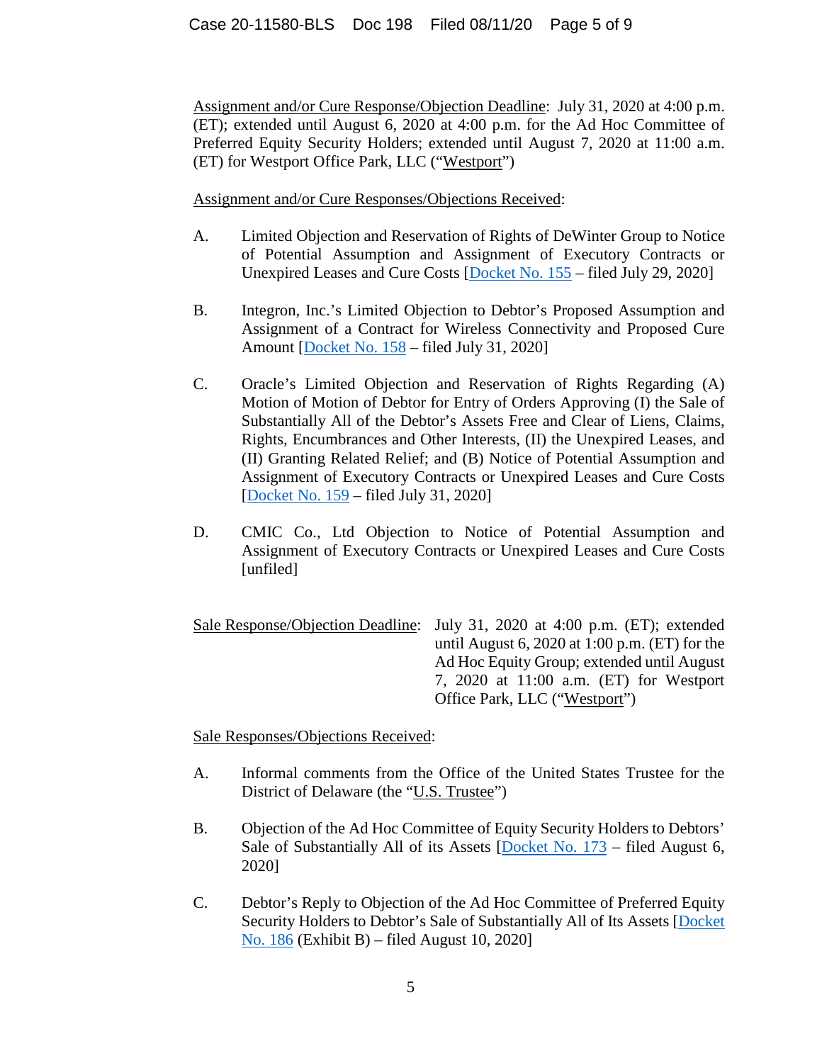Assignment and/or Cure Response/Objection Deadline: July 31, 2020 at 4:00 p.m. (ET); extended until August 6, 2020 at 4:00 p.m. for the Ad Hoc Committee of Preferred Equity Security Holders; extended until August 7, 2020 at 11:00 a.m. (ET) for Westport Office Park, LLC ("Westport")

Assignment and/or Cure Responses/Objections Received:

A. Limited Objection and Reservation of Rights of DeWinter Group to Notice of Potential Assumption and Assignment of Executory Contracts or Unexpired Leases and Cure Costs [Docket No. 155 – filed July 29, 2020]

B. Integron, Inc.'s Limited Objection to Debtor's Proposed Assumption and Assignment of a Contract for Wireless Connectivity and Proposed Cure Amount [Docket No. 158 – filed July 31, 2020]

C. Oracle's Limited Objection and Reservation of Rights Regarding (A) Motion of Motion of Debtor for Entry of Orders Approving (I) the Sale of Substantially All of the Debtor's Assets Free and Clear of Liens, Claims, Rights, Encumbrances and Other Interests, (II) the Unexpired Leases, and (II) Granting Related Relief; and (B) Notice of Potential Assumption and Assignment of Executory Contracts or Unexpired Leases and Cure Costs [Docket No. 159 – filed July 31, 2020]

D. CMIC Co., Ltd Objection to Notice of Potential Assumption and Assignment of Executory Contracts or Unexpired Leases and Cure Costs [unfiled]

Sale Response/Objection Deadline: July 31, 2020 at 4:00 p.m. (ET); extended until August 6, 2020 at 1:00 p.m. (ET) for the Ad Hoc Equity Group; extended until August 7, 2020 at 11:00 a.m. (ET) for Westport Office Park, LLC ("Westport")

Sale Responses/Objections Received:

A. Informal comments from the Office of the United States Trustee for the District of Delaware (the "U.S. Trustee")

B. Objection of the Ad Hoc Committee of Equity Security Holders to Debtors' Sale of Substantially All of its Assets [Docket No. 173 – filed August 6, 2020]

C. Debtor's Reply to Objection of the Ad Hoc Committee of Preferred Equity Security Holders to Debtor's Sale of Substantially All of Its Assets [Docket No. 186 (Exhibit B) – filed August 10, 2020]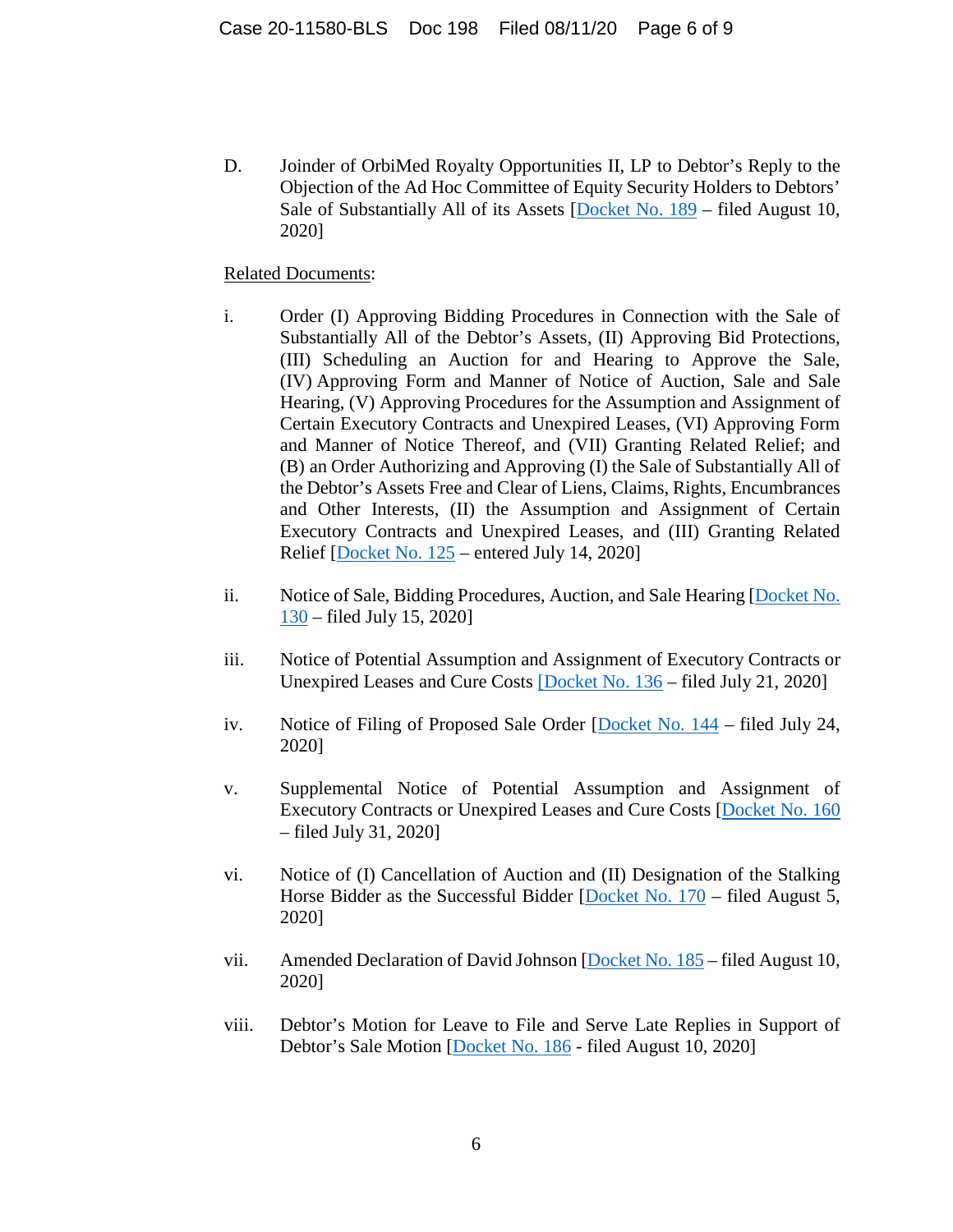D. Joinder of OrbiMed Royalty Opportunities II, LP to Debtor's Reply to the Objection of the Ad Hoc Committee of Equity Security Holders to Debtors' Sale of Substantially All of its Assets [Docket No. 189 – filed August 10, 2020]

Related Documents:

i. Order (I) Approving Bidding Procedures in Connection with the Sale of Substantially All of the Debtor's Assets, (II) Approving Bid Protections, (III) Scheduling an Auction for and Hearing to Approve the Sale, (IV) Approving Form and Manner of Notice of Auction, Sale and Sale Hearing, (V) Approving Procedures for the Assumption and Assignment of Certain Executory Contracts and Unexpired Leases, (VI) Approving Form and Manner of Notice Thereof, and (VII) Granting Related Relief; and (B) an Order Authorizing and Approving (I) the Sale of Substantially All of the Debtor's Assets Free and Clear of Liens, Claims, Rights, Encumbrances and Other Interests, (II) the Assumption and Assignment of Certain Executory Contracts and Unexpired Leases, and (III) Granting Related Relief [Docket No. 125 – entered July 14, 2020]

ii. Notice of Sale, Bidding Procedures, Auction, and Sale Hearing [Docket No. 130 – filed July 15, 2020]

iii. Notice of Potential Assumption and Assignment of Executory Contracts or Unexpired Leases and Cure Costs [Docket No. 136 – filed July 21, 2020]

iv. Notice of Filing of Proposed Sale Order [Docket No. 144 – filed July 24, 2020]

v. Supplemental Notice of Potential Assumption and Assignment of Executory Contracts or Unexpired Leases and Cure Costs [Docket No. 160 – filed July 31, 2020]

vi. Notice of (I) Cancellation of Auction and (II) Designation of the Stalking Horse Bidder as the Successful Bidder [Docket No. 170 – filed August 5, 2020]

vii. Amended Declaration of David Johnson [Docket No. 185 – filed August 10, 2020]

viii. Debtor's Motion for Leave to File and Serve Late Replies in Support of Debtor's Sale Motion [Docket No. 186 - filed August 10, 2020]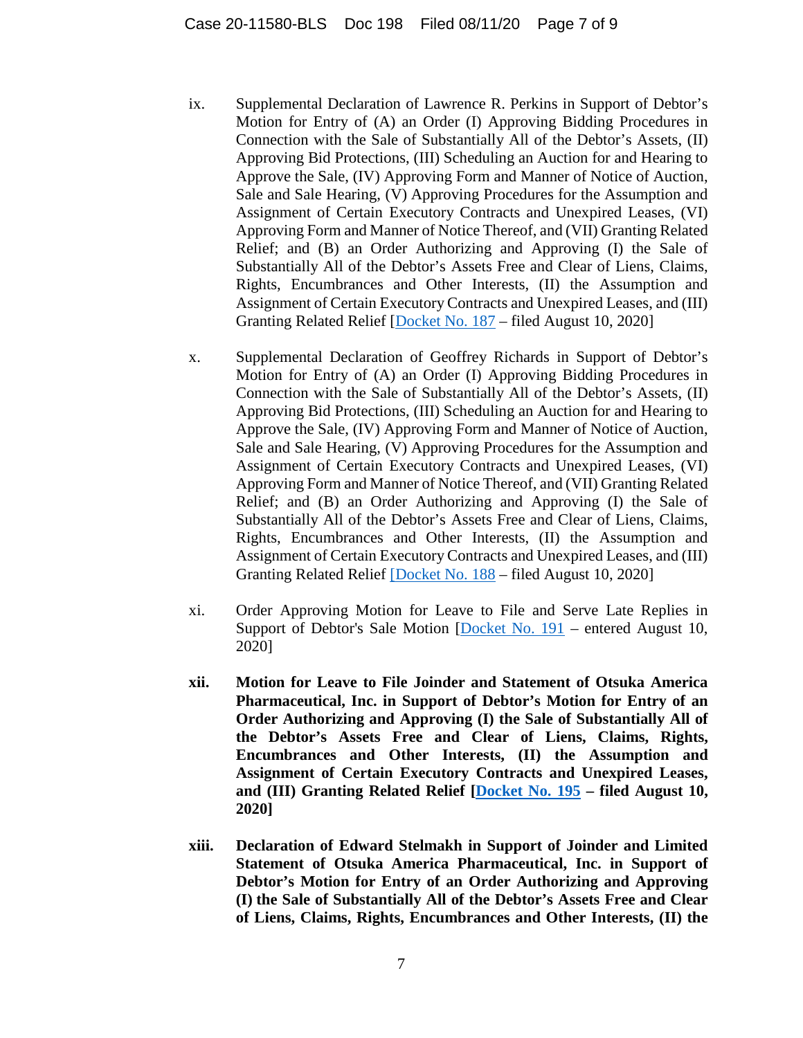ix. Supplemental Declaration of Lawrence R. Perkins in Support of Debtor's Motion for Entry of (A) an Order (I) Approving Bidding Procedures in Connection with the Sale of Substantially All of the Debtor's Assets, (II) Approving Bid Protections, (III) Scheduling an Auction for and Hearing to Approve the Sale, (IV) Approving Form and Manner of Notice of Auction, Sale and Sale Hearing, (V) Approving Procedures for the Assumption and Assignment of Certain Executory Contracts and Unexpired Leases, (VI) Approving Form and Manner of Notice Thereof, and (VII) Granting Related Relief; and (B) an Order Authorizing and Approving (I) the Sale of Substantially All of the Debtor's Assets Free and Clear of Liens, Claims, Rights, Encumbrances and Other Interests, (II) the Assumption and Assignment of Certain Executory Contracts and Unexpired Leases, and (III) Granting Related Relief [Docket No. 187 – filed August 10, 2020]

x. Supplemental Declaration of Geoffrey Richards in Support of Debtor's Motion for Entry of (A) an Order (I) Approving Bidding Procedures in Connection with the Sale of Substantially All of the Debtor's Assets, (II) Approving Bid Protections, (III) Scheduling an Auction for and Hearing to Approve the Sale, (IV) Approving Form and Manner of Notice of Auction, Sale and Sale Hearing, (V) Approving Procedures for the Assumption and Assignment of Certain Executory Contracts and Unexpired Leases, (VI) Approving Form and Manner of Notice Thereof, and (VII) Granting Related Relief; and (B) an Order Authorizing and Approving (I) the Sale of Substantially All of the Debtor's Assets Free and Clear of Liens, Claims, Rights, Encumbrances and Other Interests, (II) the Assumption and Assignment of Certain Executory Contracts and Unexpired Leases, and (III) Granting Related Relief [Docket No. 188 – filed August 10, 2020]

xi. Order Approving Motion for Leave to File and Serve Late Replies in Support of Debtor's Sale Motion [Docket No. 191 – entered August 10, 2020]

**xii. Motion for Leave to File Joinder and Statement of Otsuka America Pharmaceutical, Inc. in Support of Debtor's Motion for Entry of an Order Authorizing and Approving (I) the Sale of Substantially All of the Debtor's Assets Free and Clear of Liens, Claims, Rights, Encumbrances and Other Interests, (II) the Assumption and Assignment of Certain Executory Contracts and Unexpired Leases, and (III) Granting Related Relief [Docket No. 195 – filed August 10, 2020]**

**xiii. Declaration of Edward Stelmakh in Support of Joinder and Limited Statement of Otsuka America Pharmaceutical, Inc. in Support of Debtor's Motion for Entry of an Order Authorizing and Approving (I) the Sale of Substantially All of the Debtor's Assets Free and Clear of Liens, Claims, Rights, Encumbrances and Other Interests, (II) the**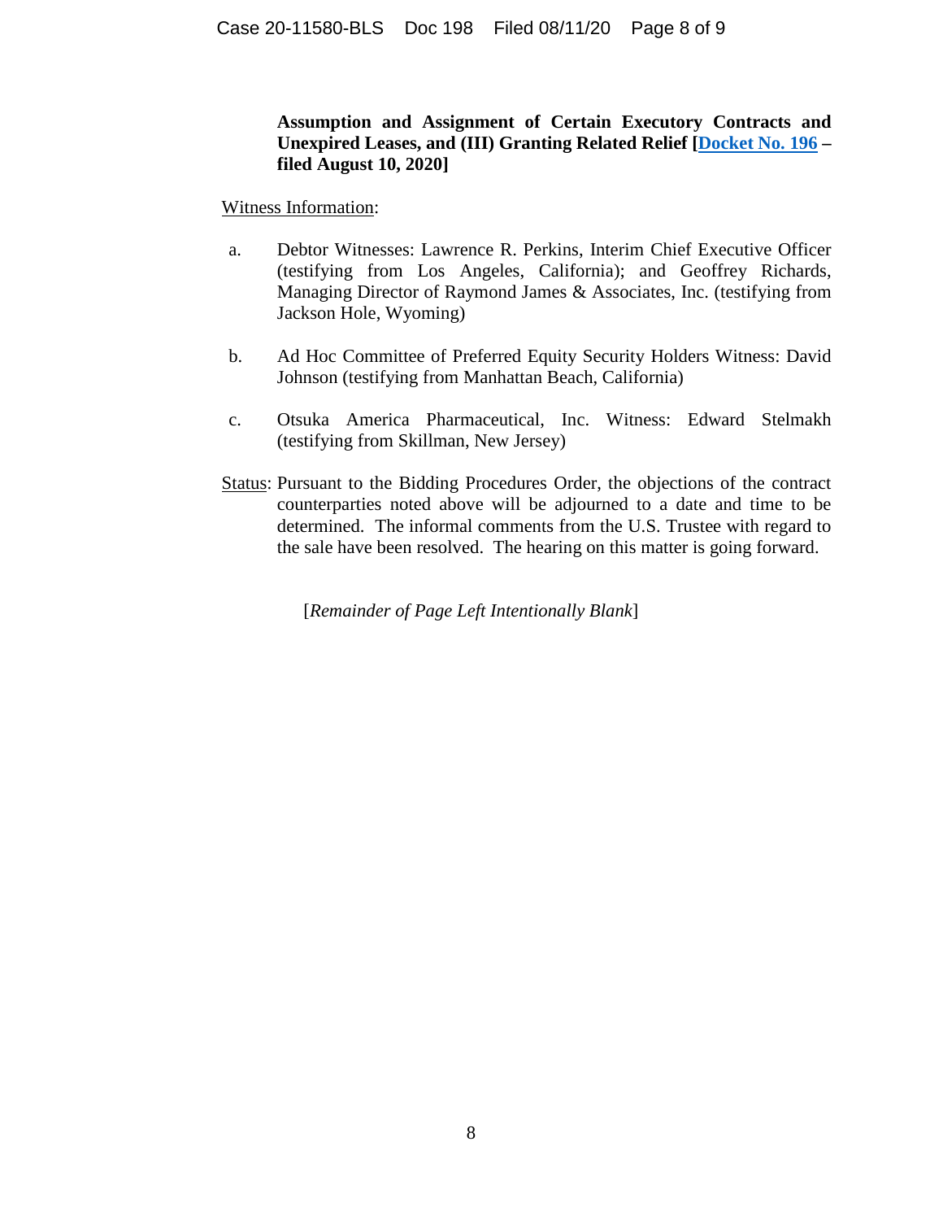**Assumption and Assignment of Certain Executory Contracts and Unexpired Leases, and (III) Granting Related Relief [Docket No. 196 – filed August 10, 2020]**

Witness Information:

a. Debtor Witnesses: Lawrence R. Perkins, Interim Chief Executive Officer (testifying from Los Angeles, California); and Geoffrey Richards, Managing Director of Raymond James & Associates, Inc. (testifying from Jackson Hole, Wyoming)

b. Ad Hoc Committee of Preferred Equity Security Holders Witness: David Johnson (testifying from Manhattan Beach, California)

c. Otsuka America Pharmaceutical, Inc. Witness: Edward Stelmakh (testifying from Skillman, New Jersey)

Status: Pursuant to the Bidding Procedures Order, the objections of the contract counterparties noted above will be adjourned to a date and time to be determined. The informal comments from the U.S. Trustee with regard to the sale have been resolved. The hearing on this matter is going forward.

[*Remainder of Page Left Intentionally Blank*]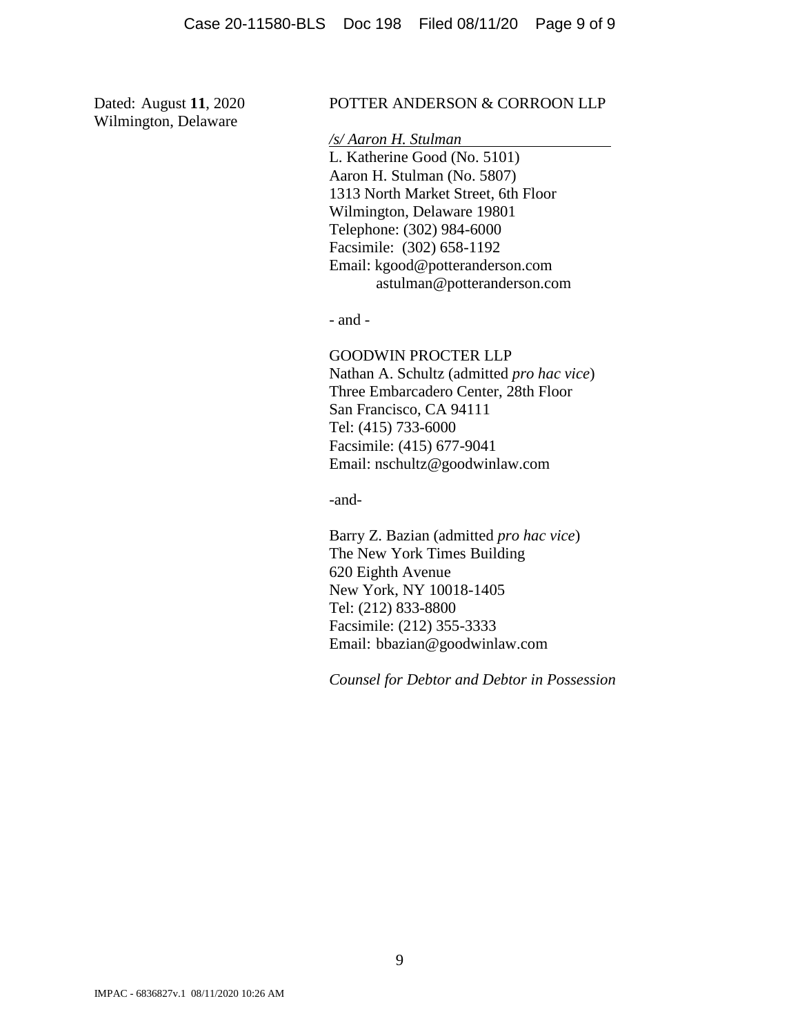Dated: August **11**, 2020
Wilmington, Delaware

POTTER ANDERSON & CORROON LLP

*/s/ Aaron H. Stulman*
L. Katherine Good (No. 5101)
Aaron H. Stulman (No. 5807)
1313 North Market Street, 6th Floor
Wilmington, Delaware 19801
Telephone: (302) 984-6000
Facsimile: (302) 658-1192
Email: kgood@potteranderson.com
astulman@potteranderson.com

- and -

GOODWIN PROCTER LLP
Nathan A. Schultz (admitted *pro hac vice*)
Three Embarcadero Center, 28th Floor
San Francisco, CA 94111
Tel: (415) 733-6000
Facsimile: (415) 677-9041
Email: nschultz@goodwinlaw.com

-and-

Barry Z. Bazian (admitted *pro hac vice*)
The New York Times Building
620 Eighth Avenue
New York, NY 10018-1405
Tel: (212) 833-8800
Facsimile: (212) 355-3333
Email: bbazian@goodwinlaw.com

*Counsel for Debtor and Debtor in Possession*

IMPAC - 6836827v.1 08/11/2020 10:26 AM